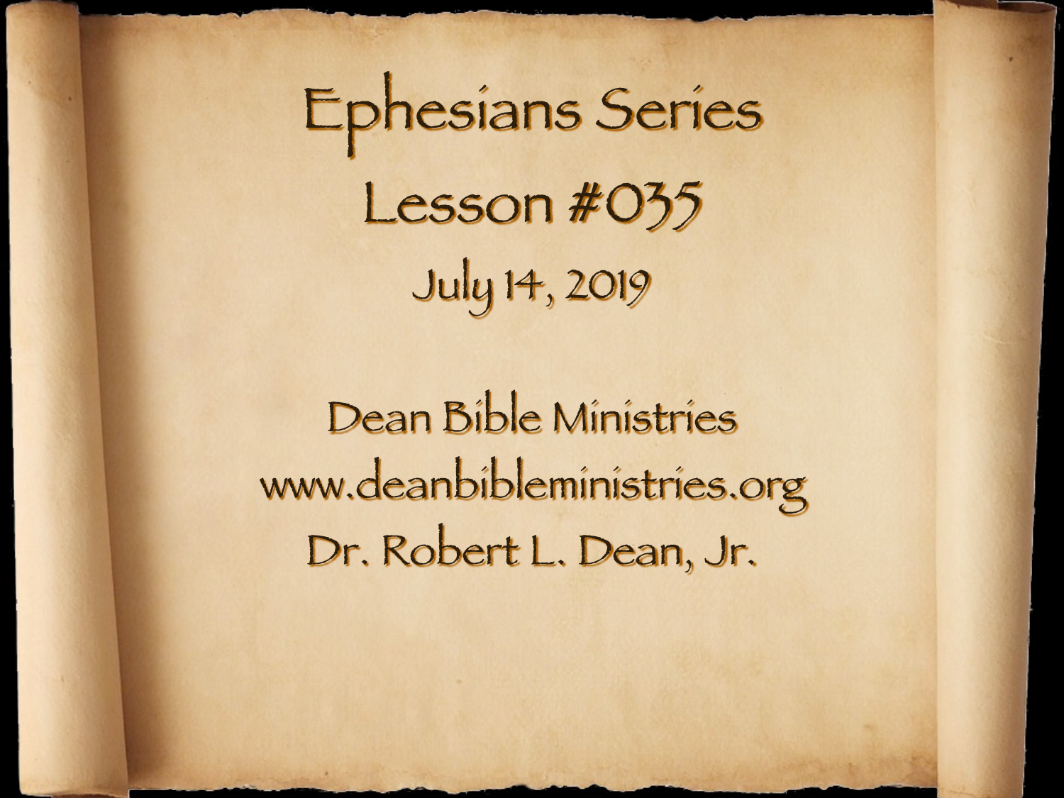# Ephesians Series

## Lesson #035

July 14, 2019

Dean Bible Ministries
www.deanbibleministries.org
Dr. Robert L. Dean, Jr.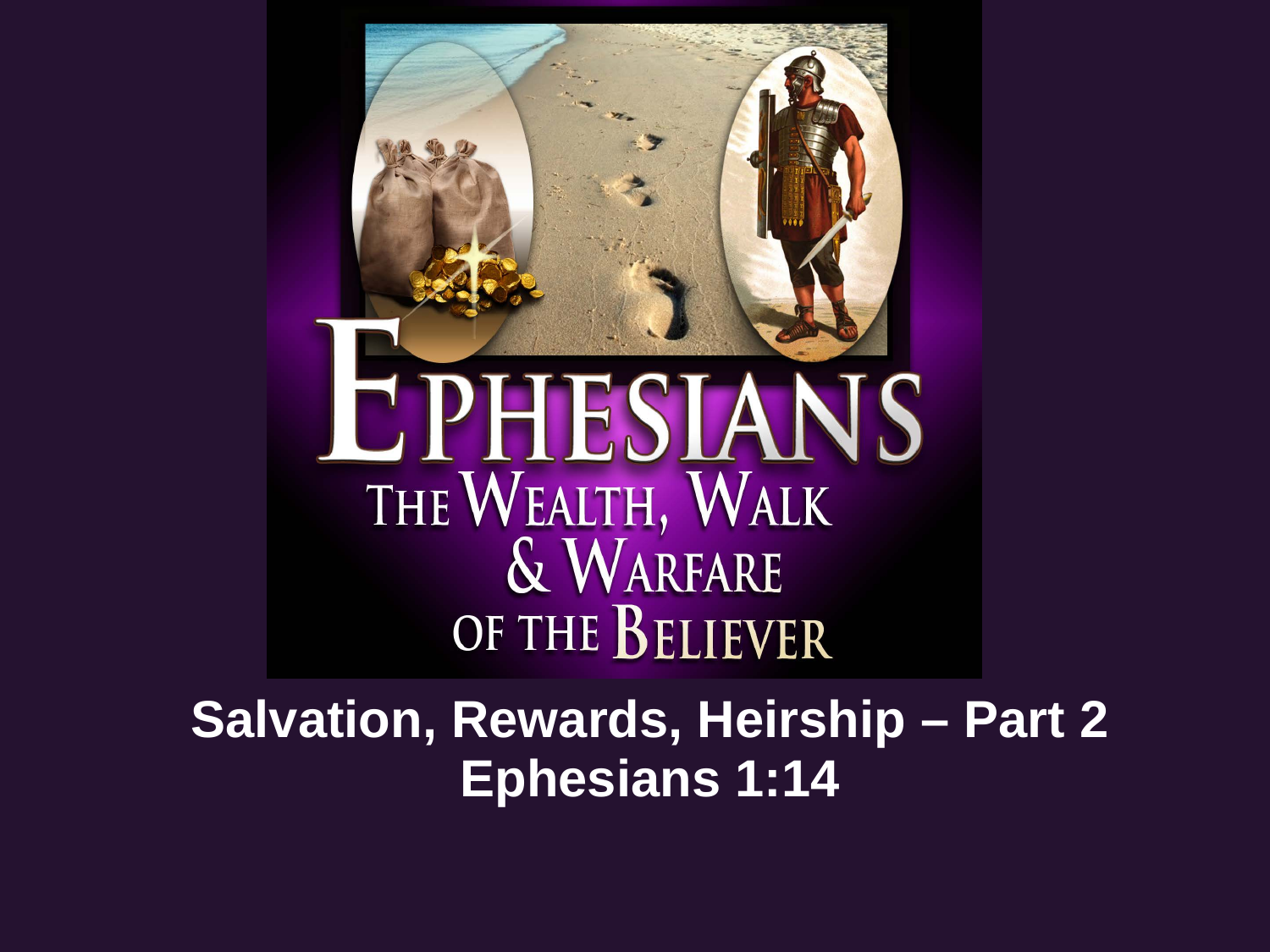# EPHESIANS

## THE WEALTH, WALK & WARFARE OF THE BELIEVER

**Salvation, Rewards, Heirship – Part 2**
**Ephesians 1:14**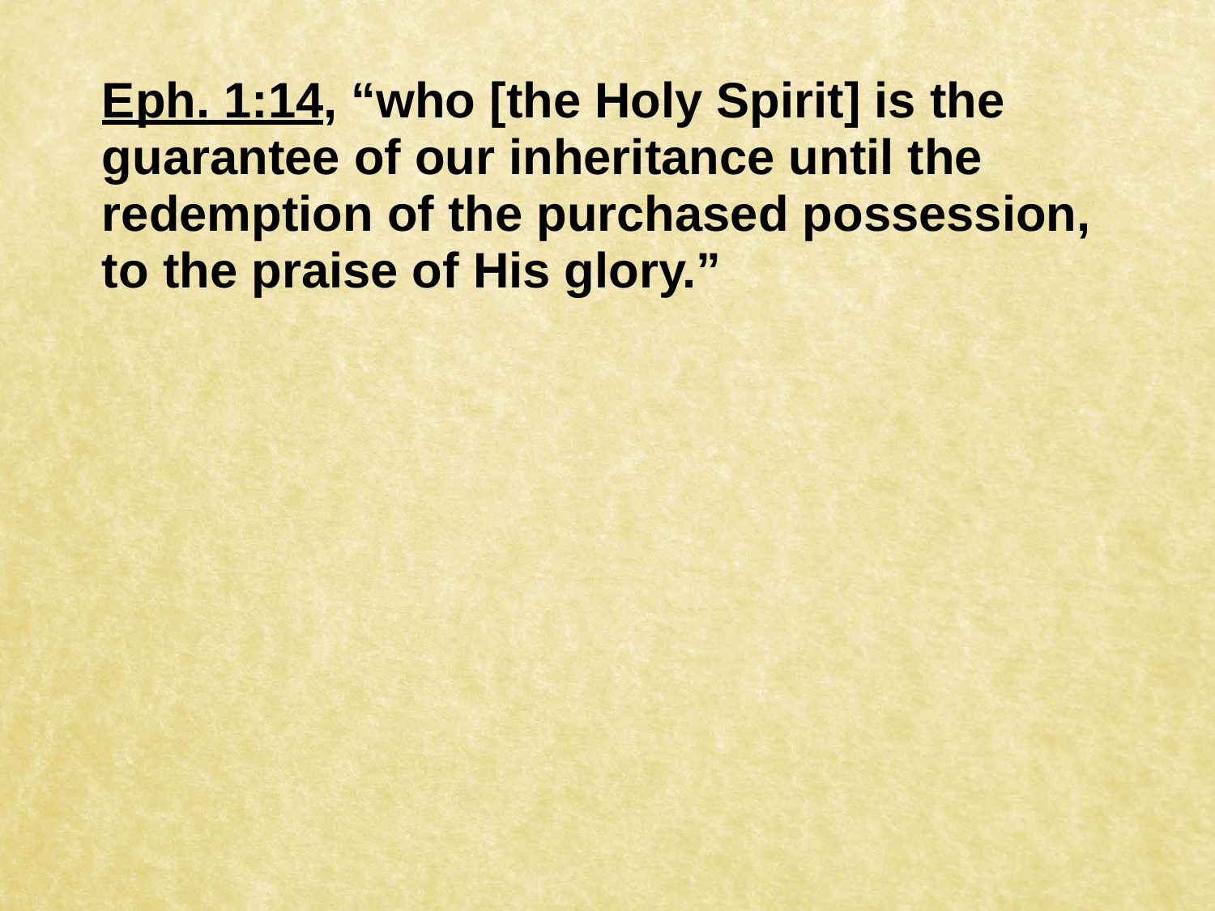**<u>Eph. 1:14</u>, "who [the Holy Spirit] is the guarantee of our inheritance until the redemption of the purchased possession, to the praise of His glory."**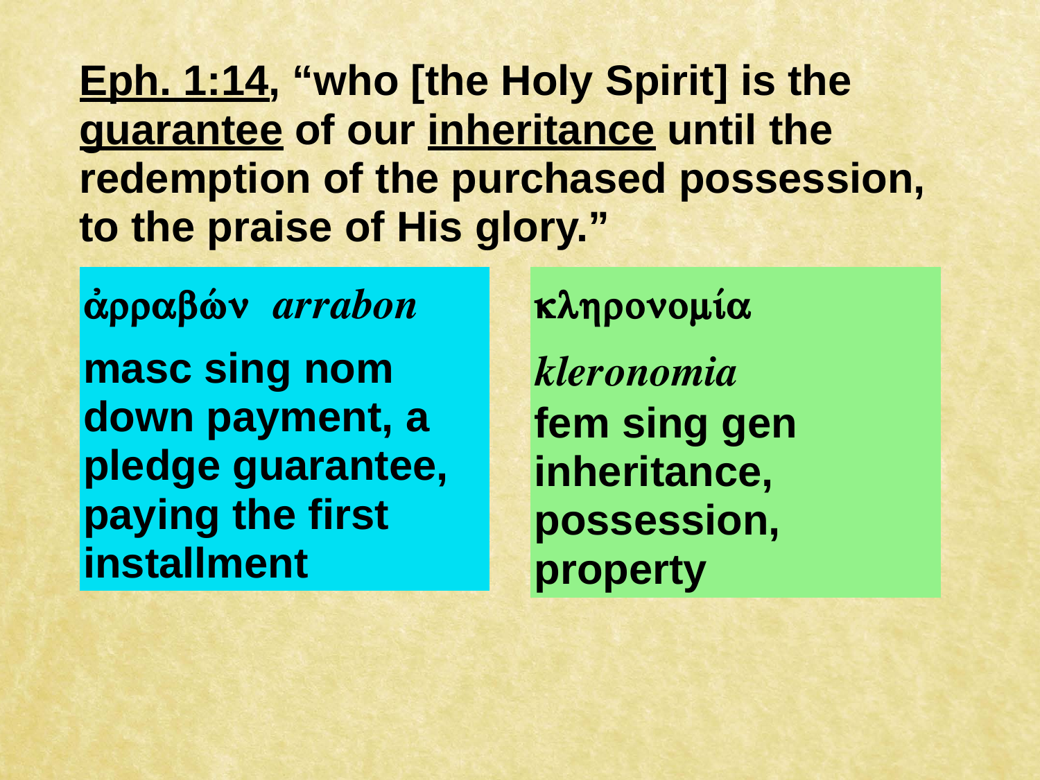**<u>Eph. 1:14</u>, "who [the Holy Spirit] is the <u>guarantee</u> of our <u>inheritance</u> until the redemption of the purchased possession, to the praise of His glory."**

**ἀρραβών** *arrabon*

**masc sing nom**
**down payment, a pledge guarantee, paying the first installment**

**κληρονομία**

*kleronomia*

**fem sing gen**
**inheritance, possession, property**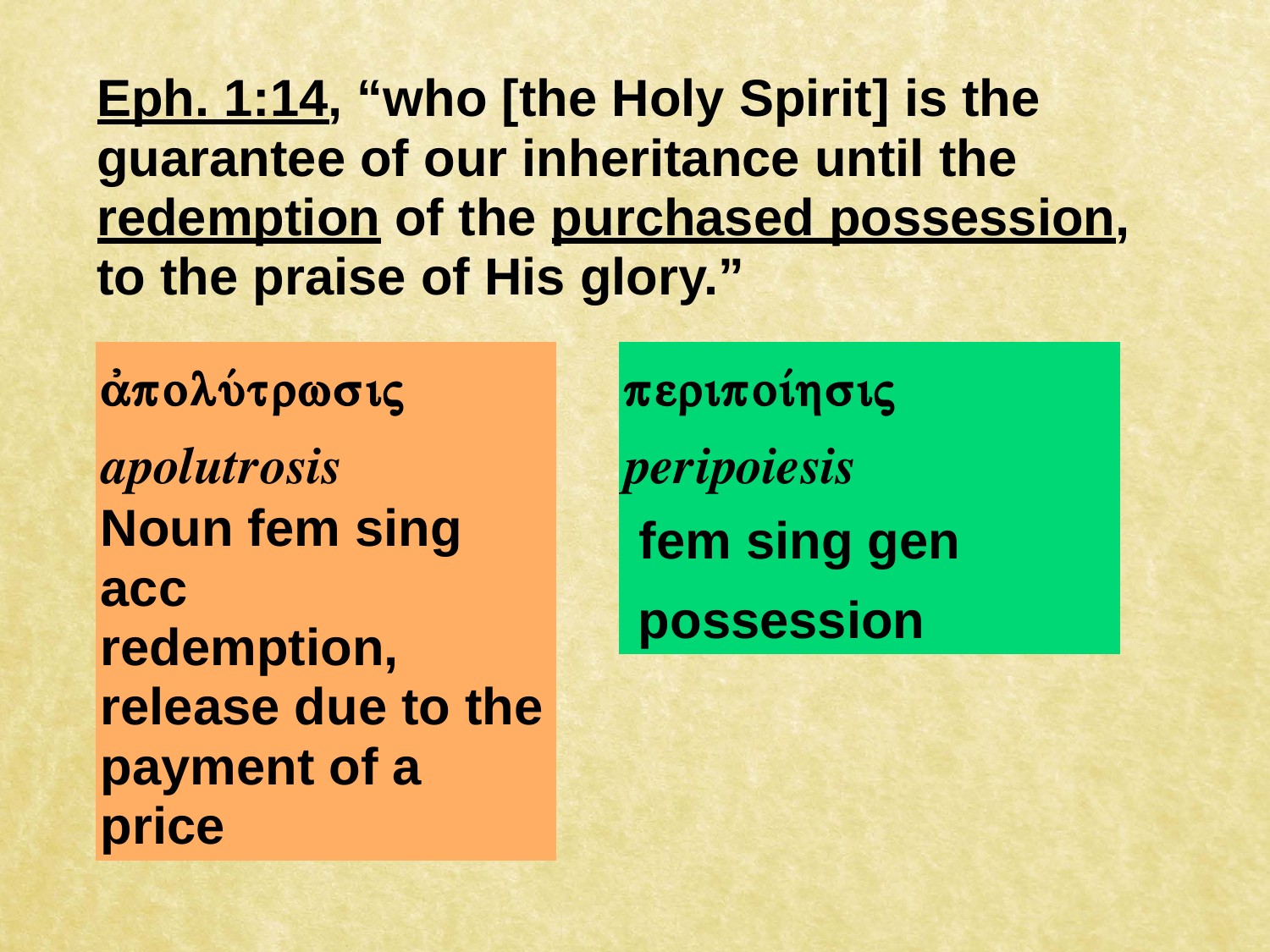**<u>Eph. 1:14</u>, "who [the Holy Spirit] is the guarantee of our inheritance until the <u>redemption</u> of the <u>purchased possession</u>, to the praise of His glory."**

**ἀπολύτρωσις**

*apolutrosis*

**Noun fem sing acc**

**redemption, release due to the payment of a price**

**περιποίησις**

*peripoiesis*

**fem sing gen**

**possession**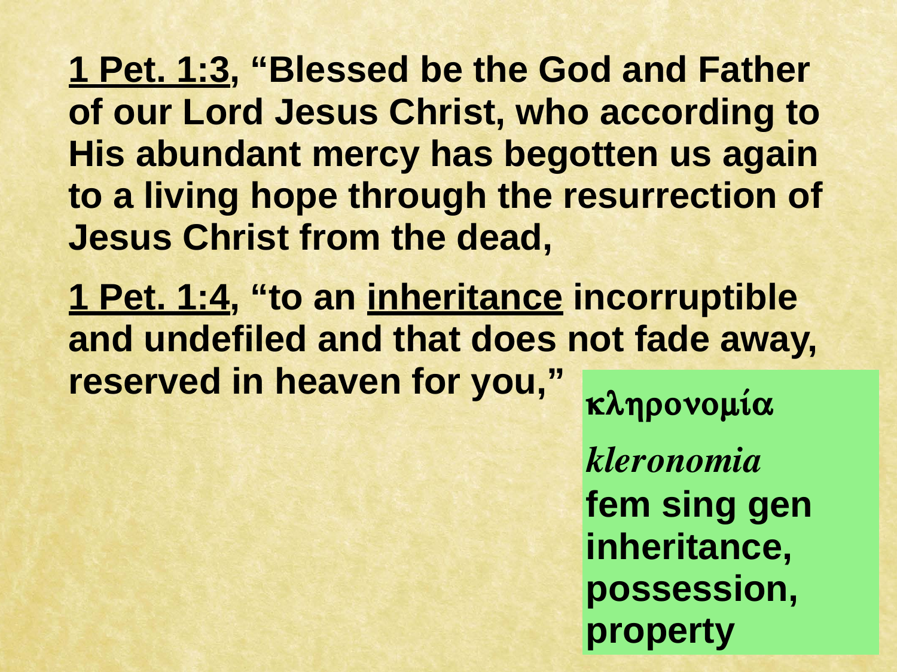**<u>1 Pet. 1:3</u>, "Blessed be the God and Father of our Lord Jesus Christ, who according to His abundant mercy has begotten us again to a living hope through the resurrection of Jesus Christ from the dead,**

**<u>1 Pet. 1:4</u>, "to an <u>inheritance</u> incorruptible and undefiled and that does not fade away, reserved in heaven for you,"**

**κληρονομία**

***kleronomia***

**fem sing gen**
**inheritance,**
**possession,**
**property**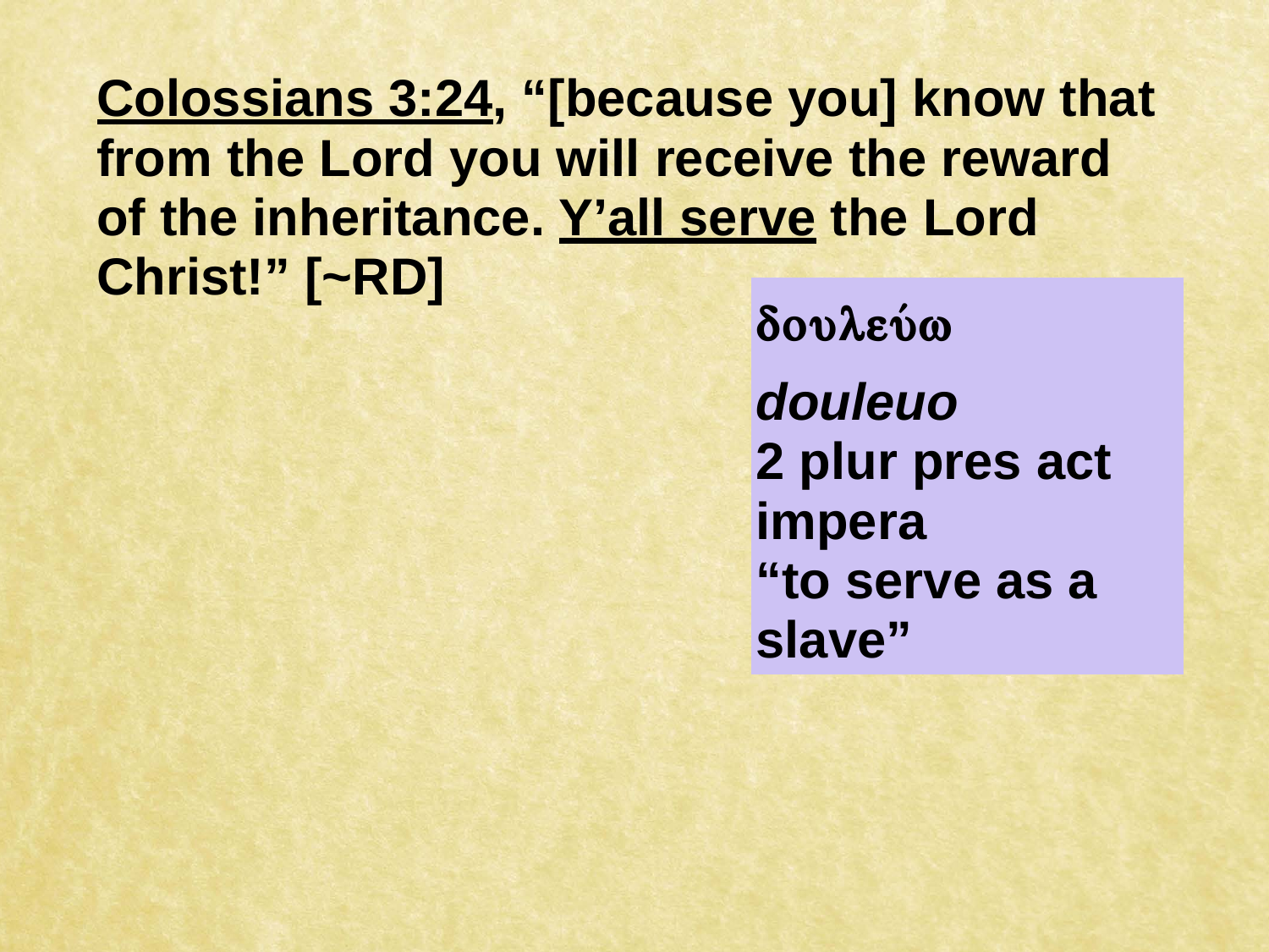**<u>Colossians 3:24</u>, "[because you] know that from the Lord you will receive the reward of the inheritance. <u>Y'all serve</u> the Lord Christ!" [~RD]**

**δουλεύω**

***douleuo***
**2 plur pres act impera**
**"to serve as a slave"**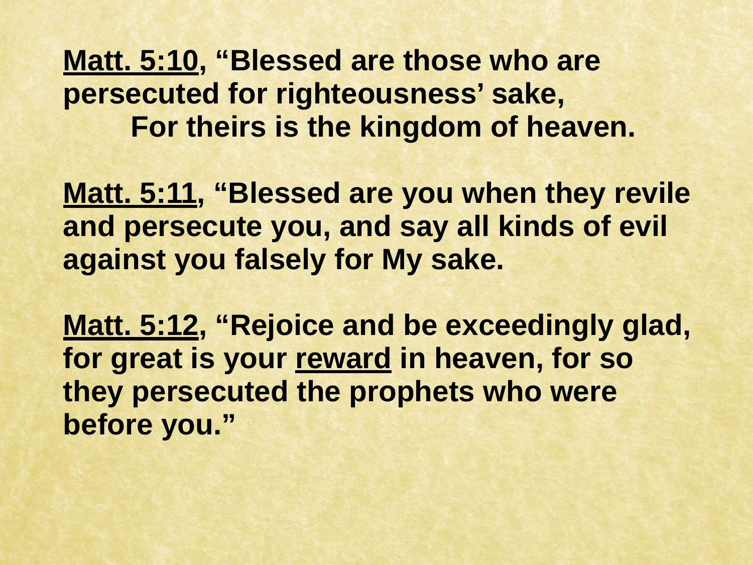**<u>Matt. 5:10</u>, "Blessed are those who are persecuted for righteousness' sake,**
**For theirs is the kingdom of heaven.**

**<u>Matt. 5:11</u>, "Blessed are you when they revile and persecute you, and say all kinds of evil against you falsely for My sake.**

**<u>Matt. 5:12</u>, "Rejoice and be exceedingly glad, for great is your <u>reward</u> in heaven, for so they persecuted the prophets who were before you."**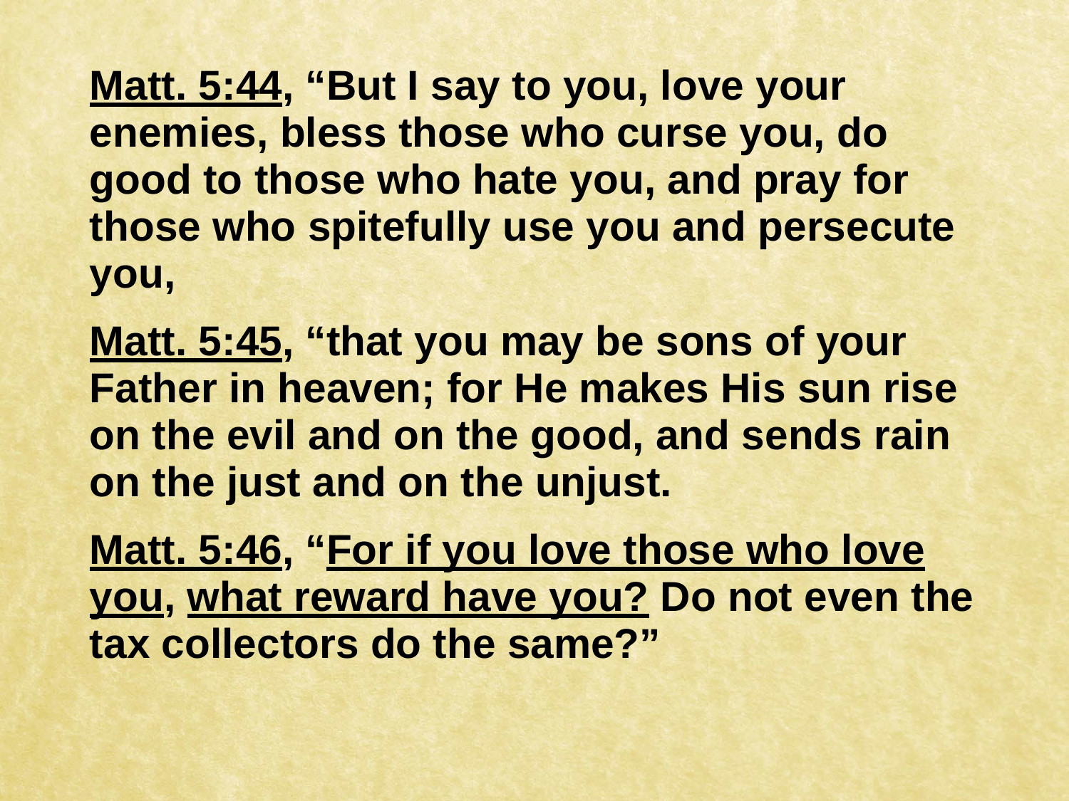**<u>Matt. 5:44</u>, "But I say to you, love your enemies, bless those who curse you, do good to those who hate you, and pray for those who spitefully use you and persecute you,**

**<u>Matt. 5:45</u>, "that you may be sons of your Father in heaven; for He makes His sun rise on the evil and on the good, and sends rain on the just and on the unjust.**

**<u>Matt. 5:46</u>, "<u>For if you love those who love you</u>, <u>what reward have you?</u> Do not even the tax collectors do the same?"**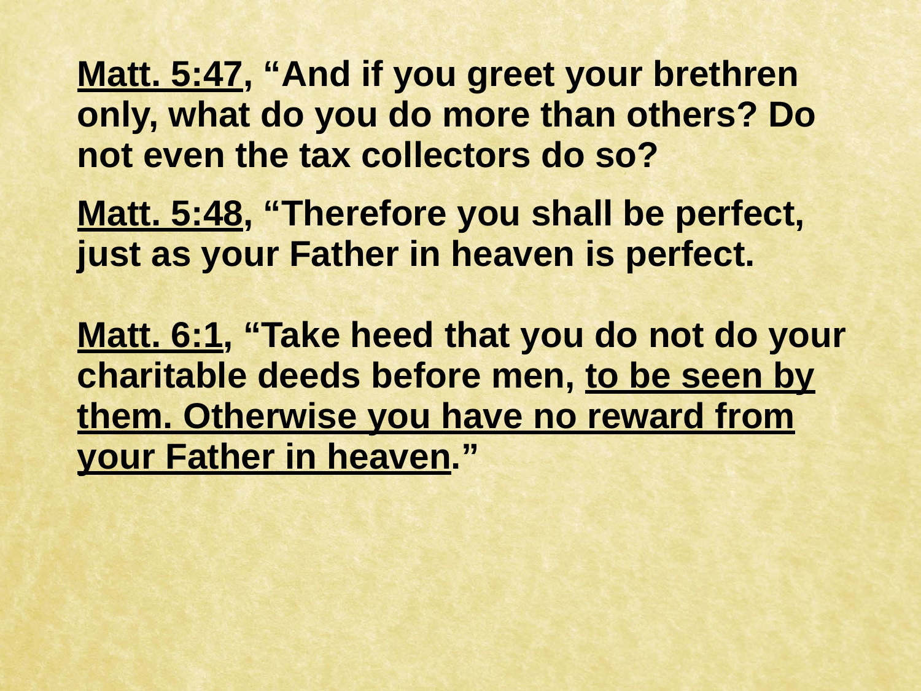**<u>Matt. 5:47</u>, "And if you greet your brethren only, what do you do more than others? Do not even the tax collectors do so?**

**<u>Matt. 5:48</u>, "Therefore you shall be perfect, just as your Father in heaven is perfect.**

**<u>Matt. 6:1</u>, "Take heed that you do not do your charitable deeds before men, <u>to be seen by them. Otherwise you have no reward from your Father in heaven</u>."**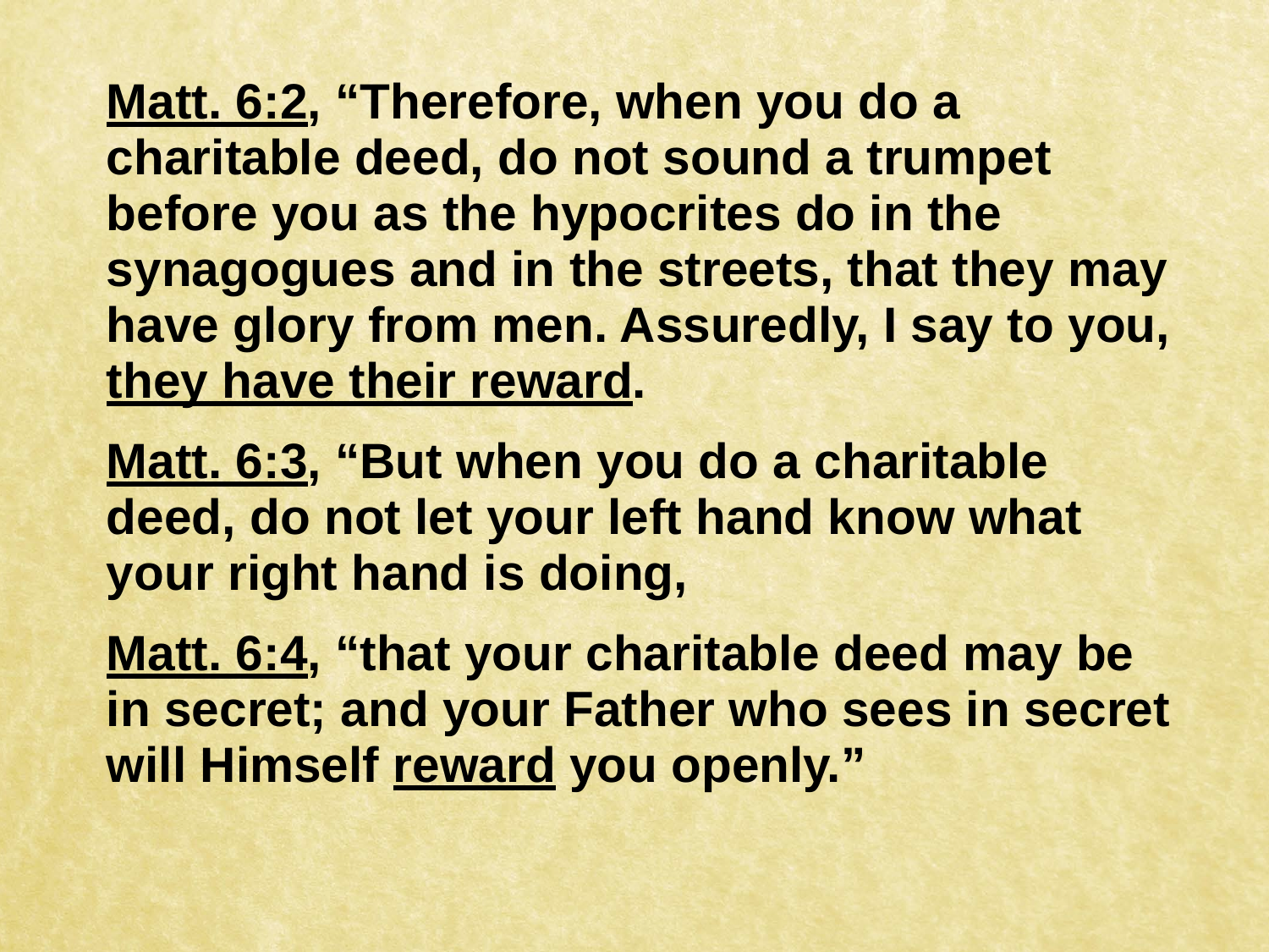**Matt. 6:2, "Therefore, when you do a charitable deed, do not sound a trumpet before you as the hypocrites do in the synagogues and in the streets, that they may have glory from men. Assuredly, I say to you, they have their reward.**

**Matt. 6:3, "But when you do a charitable deed, do not let your left hand know what your right hand is doing,**

**Matt. 6:4, "that your charitable deed may be in secret; and your Father who sees in secret will Himself reward you openly."**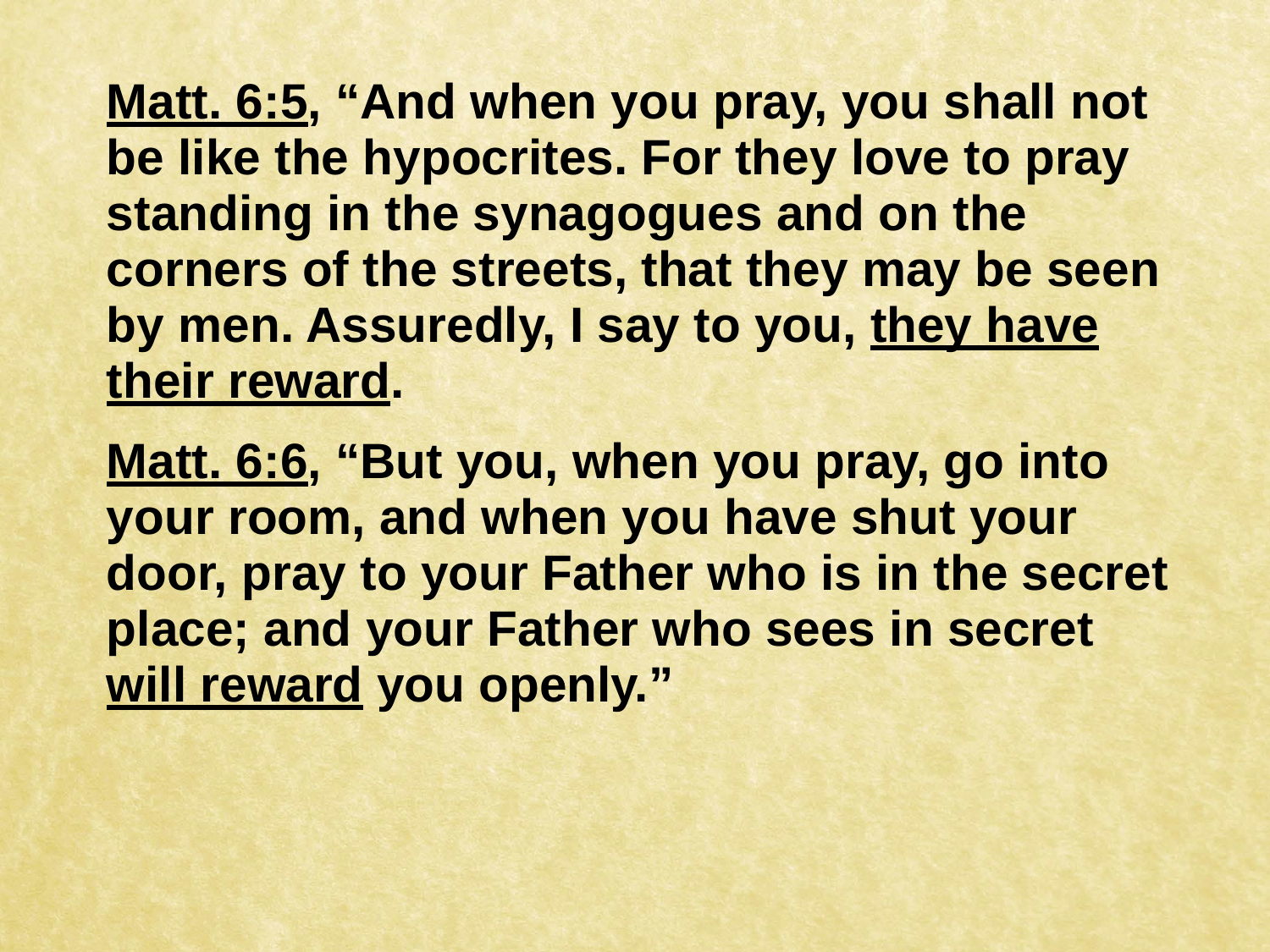**<u>Matt. 6:5</u>, "And when you pray, you shall not be like the hypocrites. For they love to pray standing in the synagogues and on the corners of the streets, that they may be seen by men. Assuredly, I say to you, <u>they have their reward</u>.**

**<u>Matt. 6:6</u>, "But you, when you pray, go into your room, and when you have shut your door, pray to your Father who is in the secret place; and your Father who sees in secret <u>will reward</u> you openly."**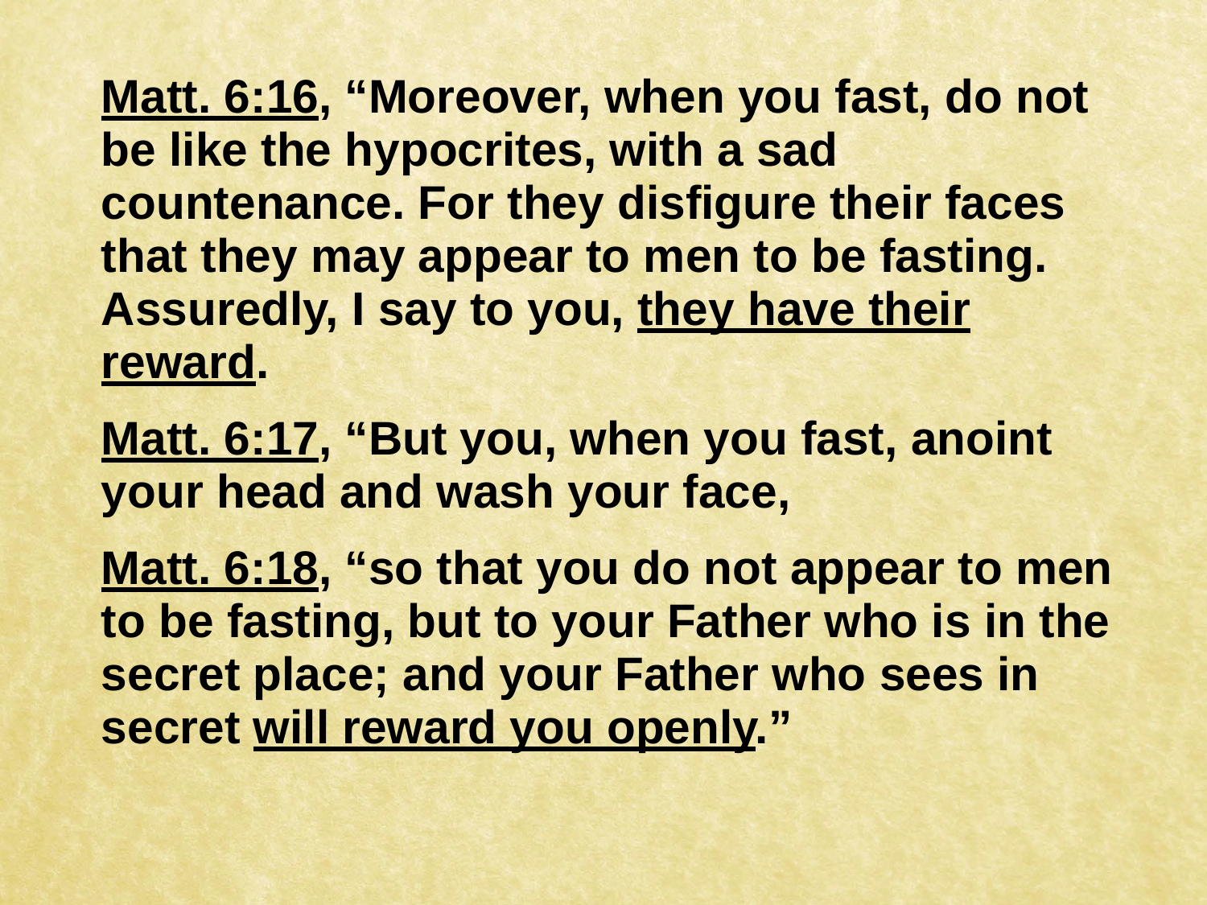**<u>Matt. 6:16</u>, "Moreover, when you fast, do not be like the hypocrites, with a sad countenance. For they disfigure their faces that they may appear to men to be fasting. Assuredly, I say to you, <u>they have their reward</u>.**

**<u>Matt. 6:17</u>, "But you, when you fast, anoint your head and wash your face,**

**<u>Matt. 6:18</u>, "so that you do not appear to men to be fasting, but to your Father who is in the secret place; and your Father who sees in secret <u>will reward you openly</u>."**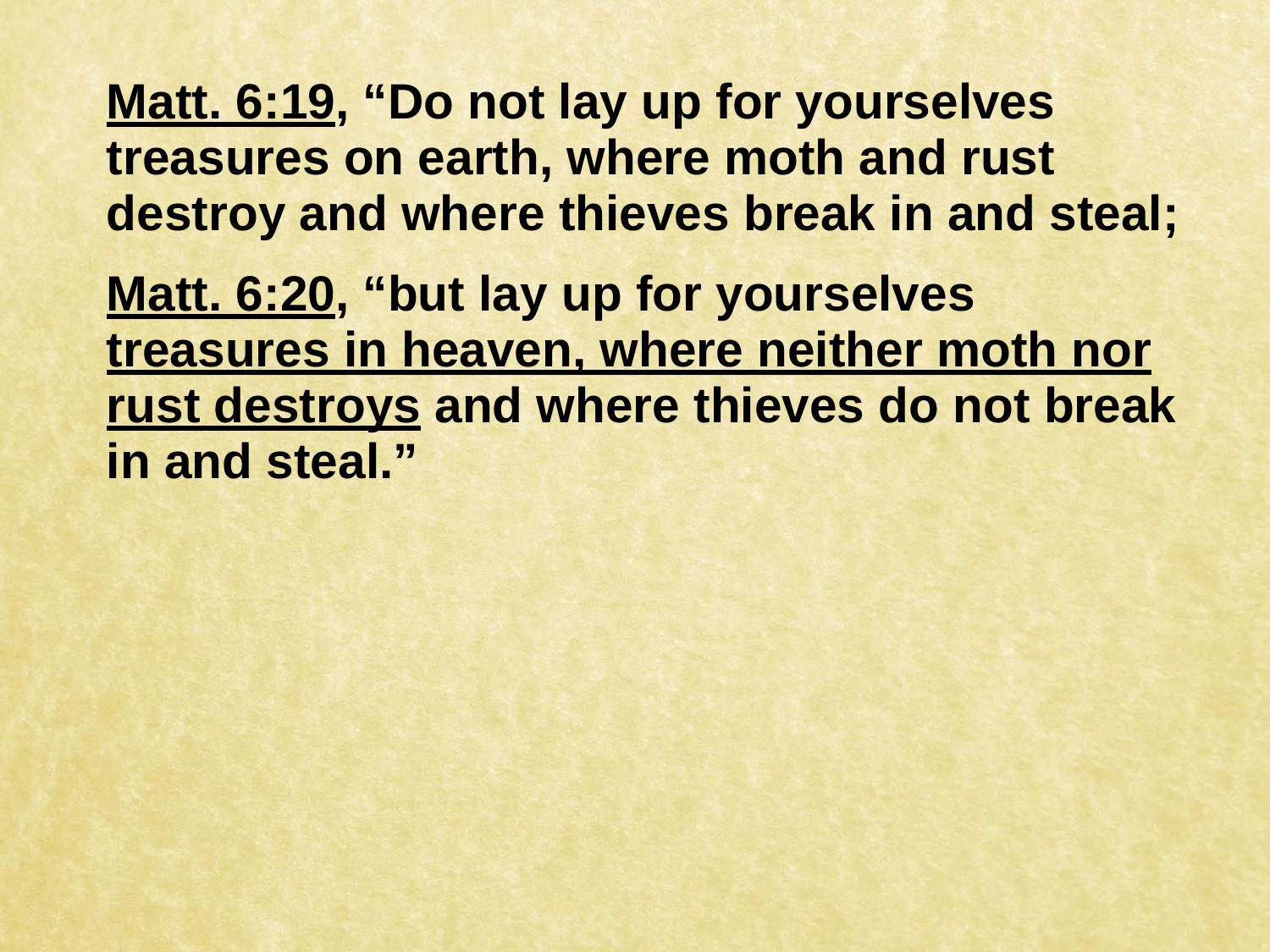**<u>Matt. 6:19</u>, "Do not lay up for yourselves treasures on earth, where moth and rust destroy and where thieves break in and steal;**

**<u>Matt. 6:20</u>, "but lay up for yourselves <u>treasures in heaven, where neither moth nor rust destroys</u> and where thieves do not break in and steal."**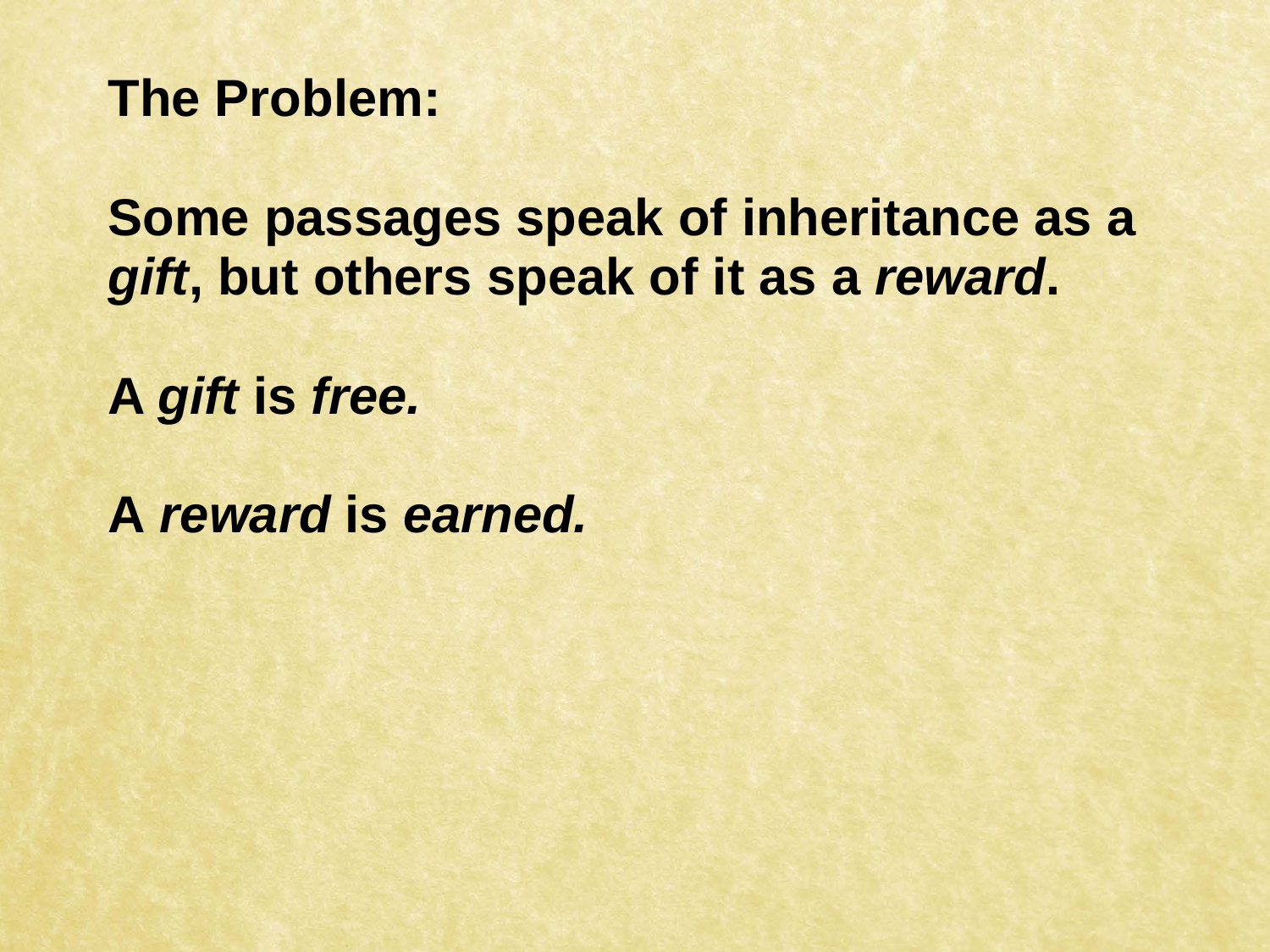**The Problem:**

**Some passages speak of inheritance as a *gift*, but others speak of it as a *reward*.**

**A *gift* is *free.***

**A *reward* is *earned.***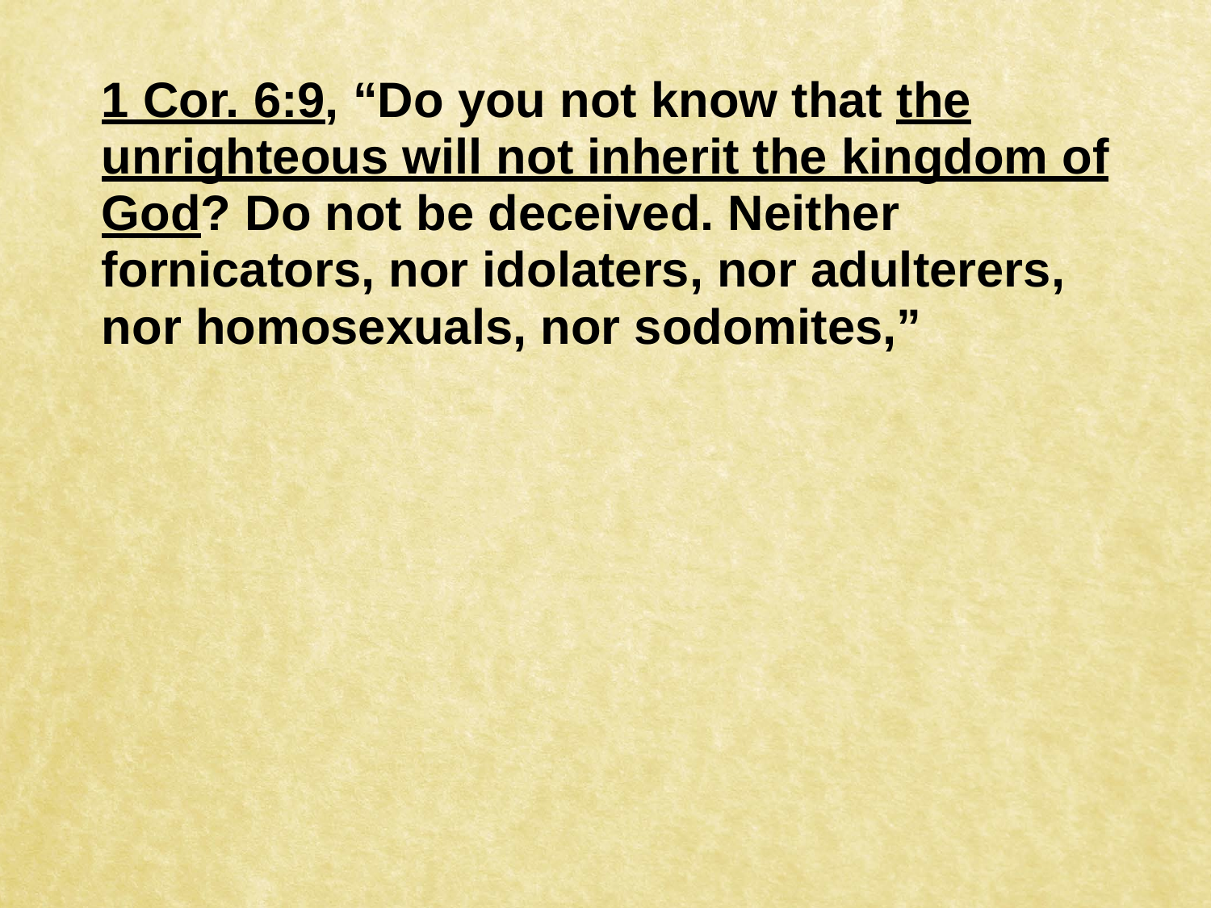**<u>1 Cor. 6:9</u>, "Do you not know that <u>the unrighteous will not inherit the kingdom of God</u>? Do not be deceived. Neither fornicators, nor idolaters, nor adulterers, nor homosexuals, nor sodomites,"**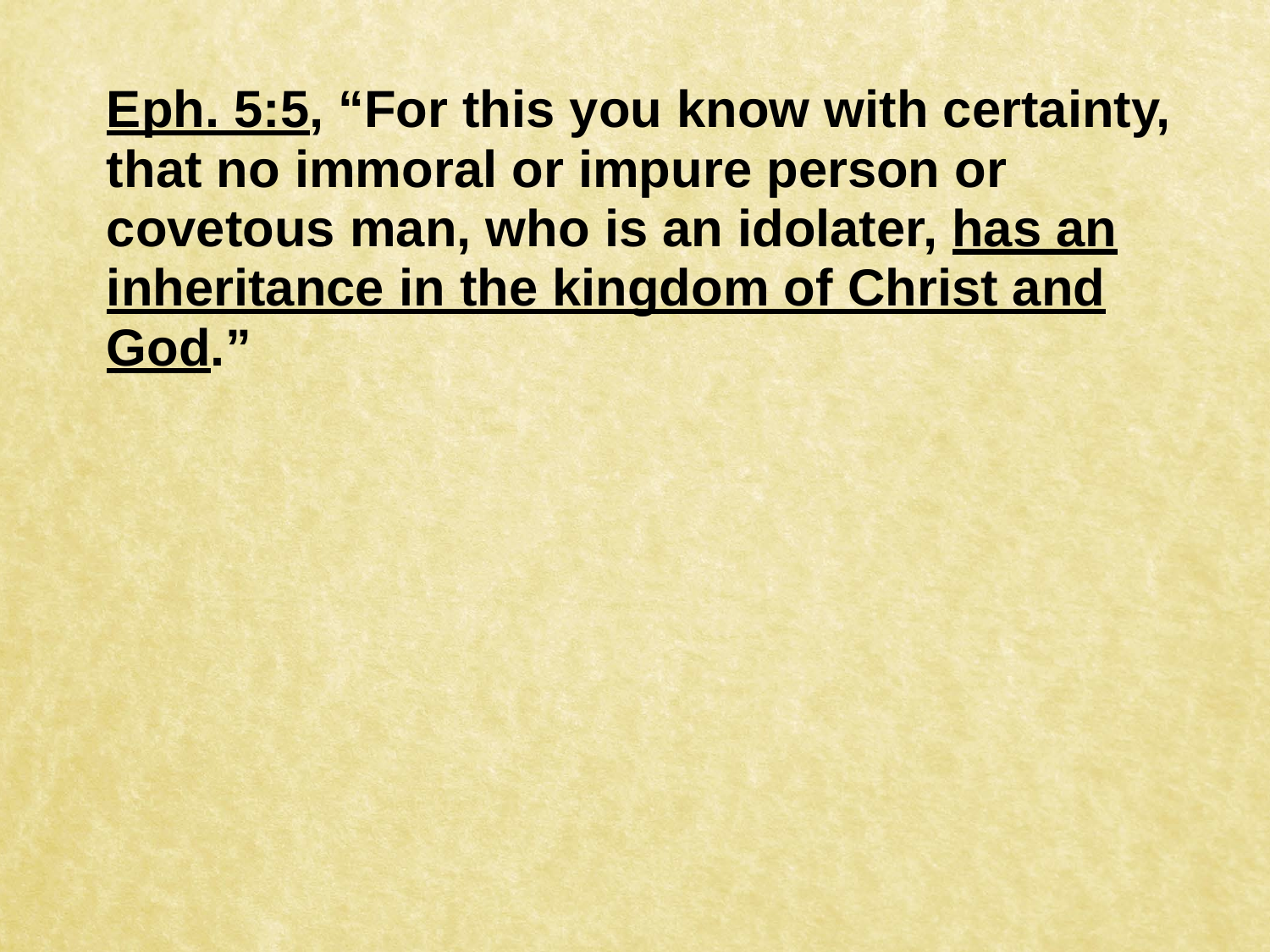**<u>Eph. 5:5</u>, "For this you know with certainty, that no immoral or impure person or covetous man, who is an idolater, <u>has an inheritance in the kingdom of Christ and God</u>."**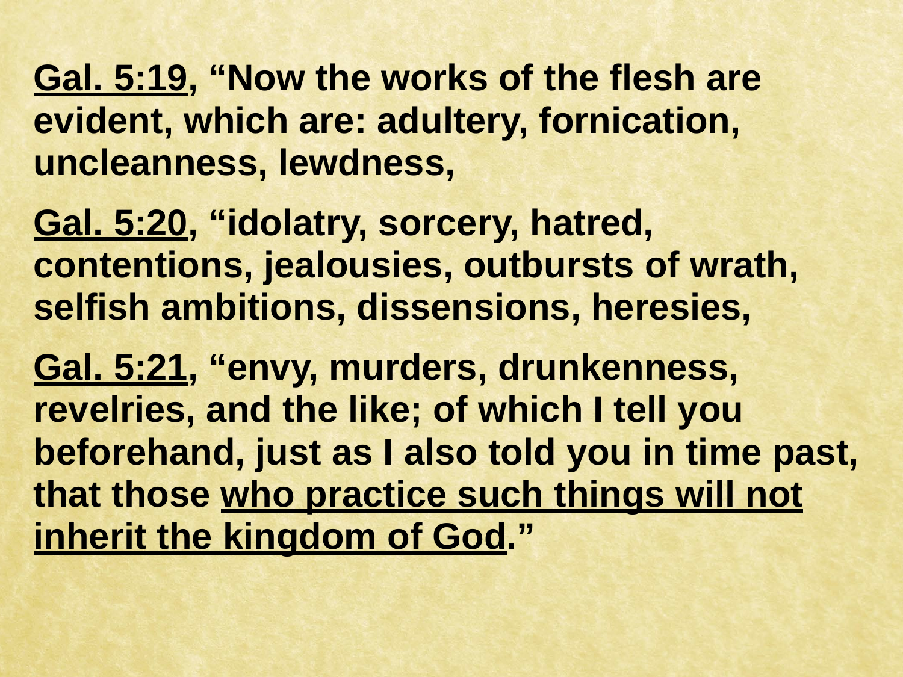**Gal. 5:19, "Now the works of the flesh are evident, which are: adultery, fornication, uncleanness, lewdness,**

**Gal. 5:20, "idolatry, sorcery, hatred, contentions, jealousies, outbursts of wrath, selfish ambitions, dissensions, heresies,**

**Gal. 5:21, "envy, murders, drunkenness, revelries, and the like; of which I tell you beforehand, just as I also told you in time past, that those who practice such things will not inherit the kingdom of God."**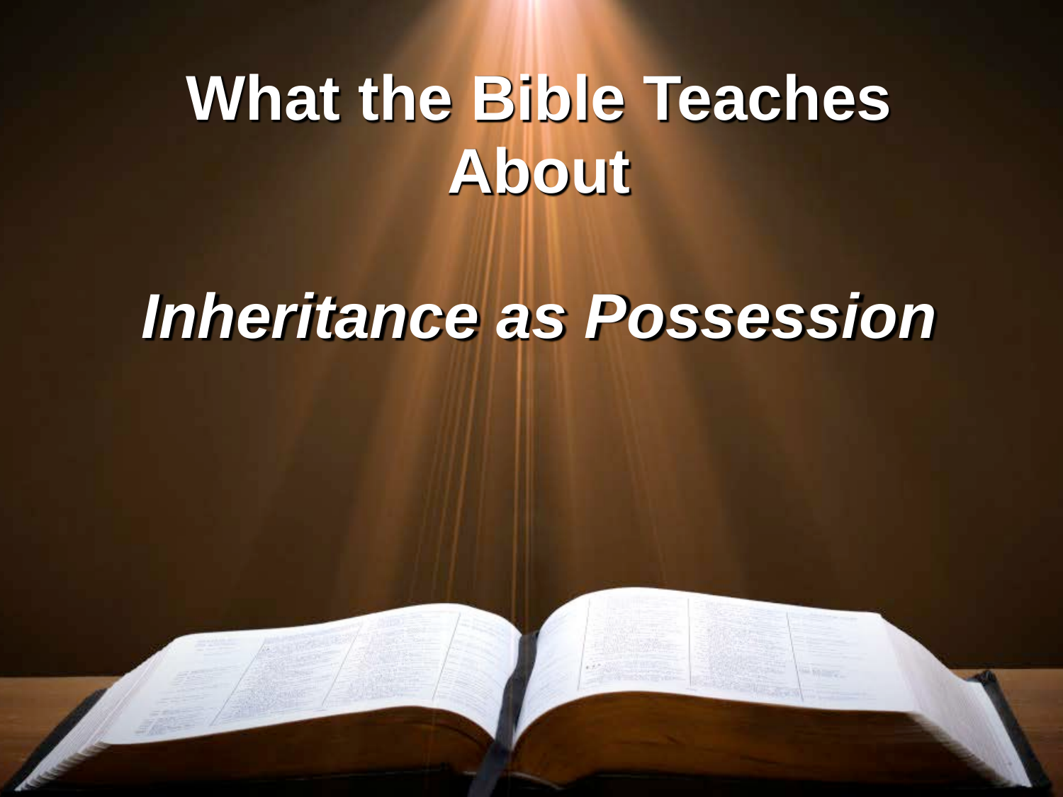# What the Bible Teaches About

## *Inheritance as Possession*